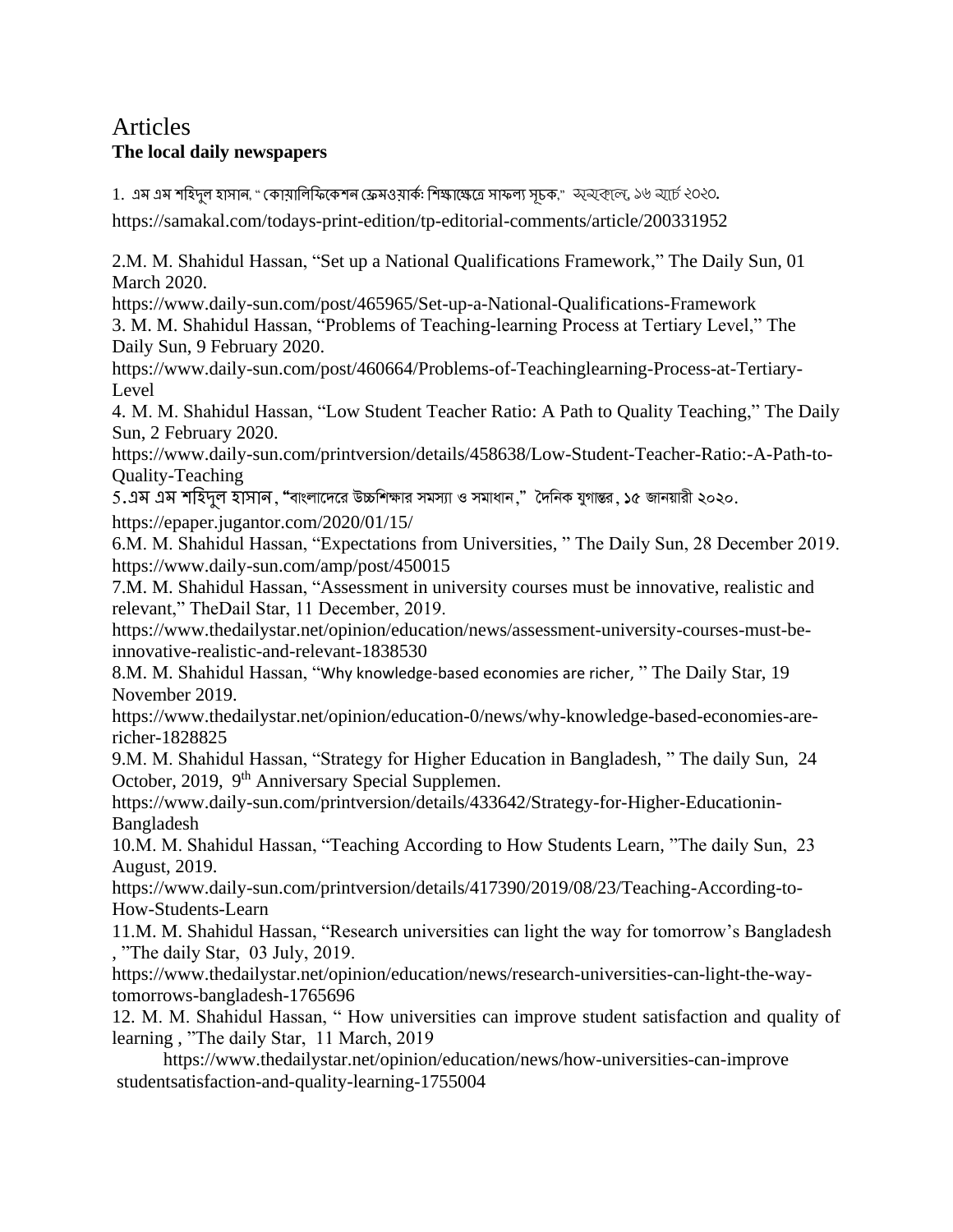# Articles

**The local daily newspapers**

1. এম এম শহিদুল হাসান, " কোয়ালিফিকেশন ফ্রেমওয়ার্ক: শিক্ষাক্ষেত্রে সাফল্য সূচক," সমকাল, ১৬ মার্চ ২০২০.

https://samakal.com/todays-print-edition/tp-editorial-comments/article/200331952

2.M. M. Shahidul Hassan, "Set up a National Qualifications Framework," The Daily Sun, 01 March 2020.
https://www.daily-sun.com/post/465965/Set-up-a-National-Qualifications-Framework

3. M. M. Shahidul Hassan, "Problems of Teaching-learning Process at Tertiary Level," The Daily Sun, 9 February 2020.
https://www.daily-sun.com/post/460664/Problems-of-Teachinglearning-Process-at-Tertiary-Level

4. M. M. Shahidul Hassan, "Low Student Teacher Ratio: A Path to Quality Teaching," The Daily Sun, 2 February 2020.
https://www.daily-sun.com/printversion/details/458638/Low-Student-Teacher-Ratio:-A-Path-to-Quality-Teaching

5.এম এম শহিদুল হাসান, "বাংলাদেরে উচ্চশিক্ষার সমস্যা ও সমাধান," দৈনিক যুগান্তর, ১৫ জানয়ারী ২০২০.
https://epaper.jugantor.com/2020/01/15/

6.M. M. Shahidul Hassan, "Expectations from Universities, " The Daily Sun, 28 December 2019.
https://www.daily-sun.com/amp/post/450015

7.M. M. Shahidul Hassan, "Assessment in university courses must be innovative, realistic and relevant," TheDail Star, 11 December, 2019.
https://www.thedailystar.net/opinion/education/news/assessment-university-courses-must-be-innovative-realistic-and-relevant-1838530

8.M. M. Shahidul Hassan, "Why knowledge-based economies are richer, " The Daily Star, 19 November 2019.
https://www.thedailystar.net/opinion/education-0/news/why-knowledge-based-economies-are-richer-1828825

9.M. M. Shahidul Hassan, "Strategy for Higher Education in Bangladesh, " The daily Sun, 24 October, 2019, 9th Anniversary Special Supplemen.
https://www.daily-sun.com/printversion/details/433642/Strategy-for-Higher-Educationin-Bangladesh

10.M. M. Shahidul Hassan, "Teaching According to How Students Learn, "The daily Sun, 23 August, 2019.
https://www.daily-sun.com/printversion/details/417390/2019/08/23/Teaching-According-to-How-Students-Learn

11.M. M. Shahidul Hassan, "Research universities can light the way for tomorrow's Bangladesh , "The daily Star, 03 July, 2019.
https://www.thedailystar.net/opinion/education/news/research-universities-can-light-the-way-tomorrows-bangladesh-1765696

12. M. M. Shahidul Hassan, " How universities can improve student satisfaction and quality of learning , "The daily Star, 11 March, 2019
https://www.thedailystar.net/opinion/education/news/how-universities-can-improve studentsatisfaction-and-quality-learning-1755004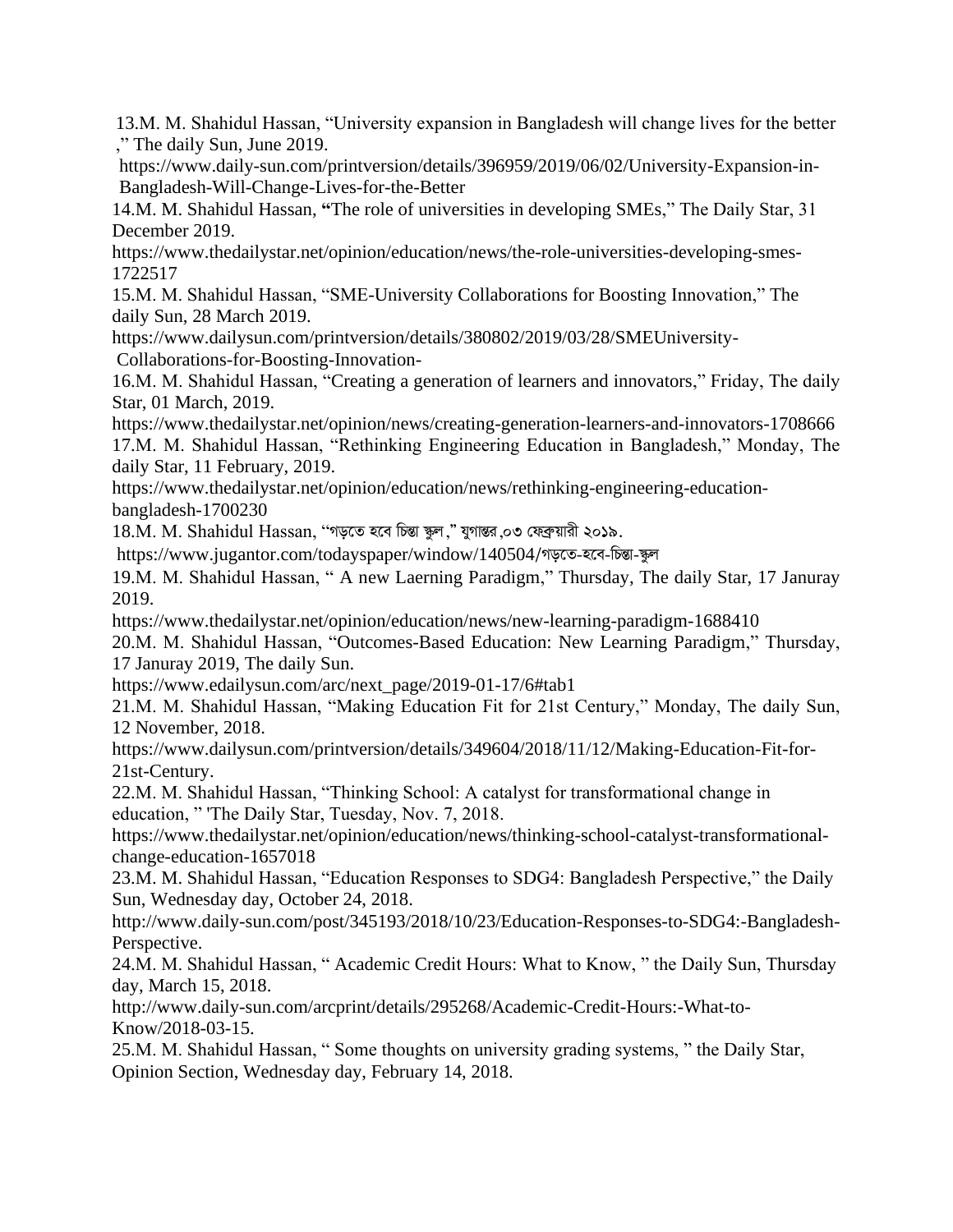13.M. M. Shahidul Hassan, "University expansion in Bangladesh will change lives for the better ," The daily Sun, June 2019.
https://www.daily-sun.com/printversion/details/396959/2019/06/02/University-Expansion-in-Bangladesh-Will-Change-Lives-for-the-Better

14.M. M. Shahidul Hassan, **"**The role of universities in developing SMEs," The Daily Star, 31 December 2019.
https://www.thedailystar.net/opinion/education/news/the-role-universities-developing-smes-1722517

15.M. M. Shahidul Hassan, "SME-University Collaborations for Boosting Innovation," The daily Sun, 28 March 2019.
https://www.dailysun.com/printversion/details/380802/2019/03/28/SMEUniversity-Collaborations-for-Boosting-Innovation-

16.M. M. Shahidul Hassan, "Creating a generation of learners and innovators," Friday, The daily Star, 01 March, 2019.
https://www.thedailystar.net/opinion/news/creating-generation-learners-and-innovators-1708666

17.M. M. Shahidul Hassan, "Rethinking Engineering Education in Bangladesh," Monday, The daily Star, 11 February, 2019.
https://www.thedailystar.net/opinion/education/news/rethinking-engineering-education-bangladesh-1700230

18.M. M. Shahidul Hassan, "গড়তে হবে চিন্তা স্কুল," যুগান্তর,০৩ ফেব্রুয়ারী ২০১৯.
https://www.jugantor.com/todayspaper/window/140504/গড়তে-হবে-চিন্তা-স্কুল

19.M. M. Shahidul Hassan, " A new Laerning Paradigm," Thursday, The daily Star, 17 Januray 2019.
https://www.thedailystar.net/opinion/education/news/new-learning-paradigm-1688410

20.M. M. Shahidul Hassan, "Outcomes-Based Education: New Learning Paradigm," Thursday, 17 Januray 2019, The daily Sun.
https://www.edailysun.com/arc/next_page/2019-01-17/6#tab1

21.M. M. Shahidul Hassan, "Making Education Fit for 21st Century," Monday, The daily Sun, 12 November, 2018.
https://www.dailysun.com/printversion/details/349604/2018/11/12/Making-Education-Fit-for-21st-Century.

22.M. M. Shahidul Hassan, "Thinking School: A catalyst for transformational change in education, " 'The Daily Star, Tuesday, Nov. 7, 2018.
https://www.thedailystar.net/opinion/education/news/thinking-school-catalyst-transformational-change-education-1657018

23.M. M. Shahidul Hassan, "Education Responses to SDG4: Bangladesh Perspective," the Daily Sun, Wednesday day, October 24, 2018.
http://www.daily-sun.com/post/345193/2018/10/23/Education-Responses-to-SDG4:-Bangladesh-Perspective.

24.M. M. Shahidul Hassan, " Academic Credit Hours: What to Know, " the Daily Sun, Thursday day, March 15, 2018.
http://www.daily-sun.com/arcprint/details/295268/Academic-Credit-Hours:-What-to-Know/2018-03-15.

25.M. M. Shahidul Hassan, " Some thoughts on university grading systems, " the Daily Star, Opinion Section, Wednesday day, February 14, 2018.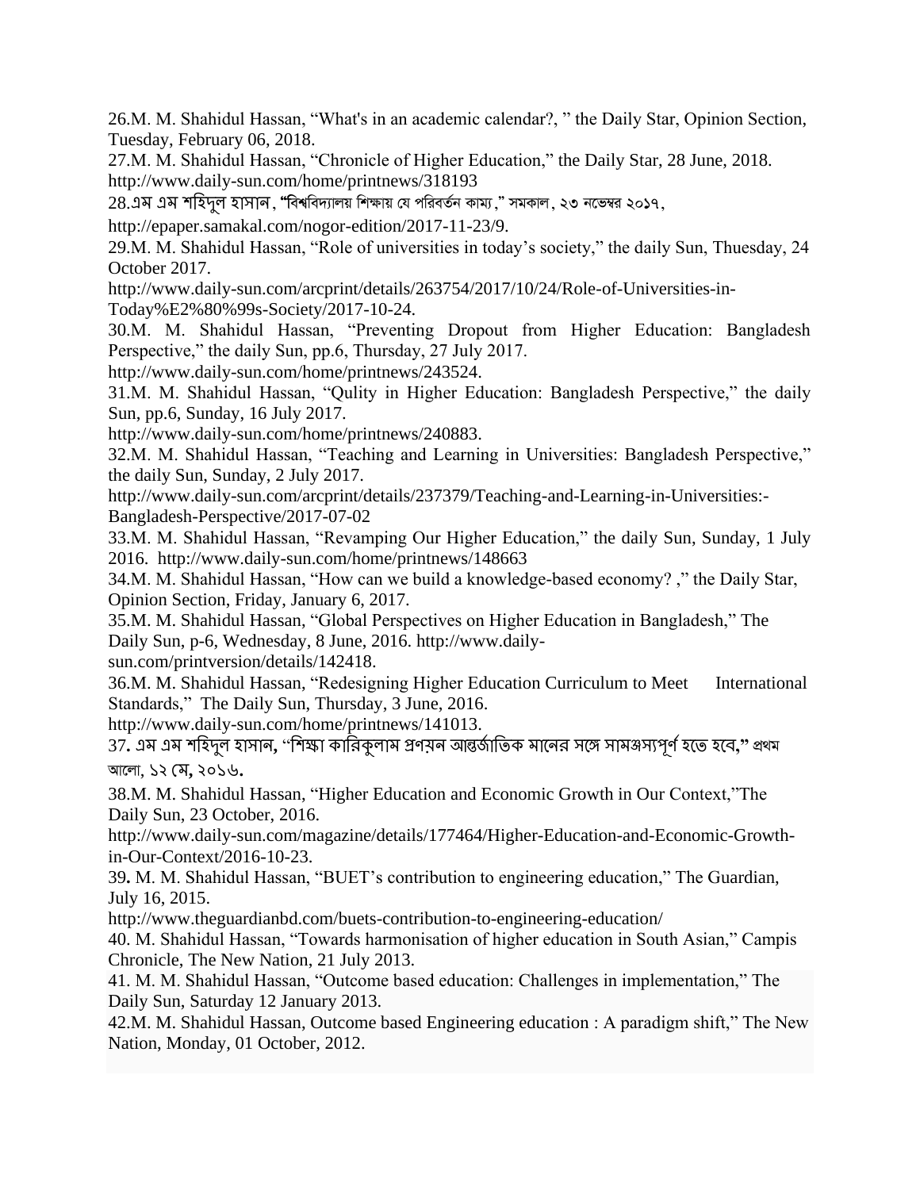26.M. M. Shahidul Hassan, “What's in an academic calendar?, ” the Daily Star, Opinion Section, Tuesday, February 06, 2018.

27.M. M. Shahidul Hassan, “Chronicle of Higher Education,” the Daily Star, 28 June, 2018. http://www.daily-sun.com/home/printnews/318193

28.এম এম শহিদুল হাসান, “বিশ্ববিদ্যালয় শিক্ষায় যে পরিবর্তন কাম্য,” সমকাল, ২৩ নভেম্বর ২০১৭, http://epaper.samakal.com/nogor-edition/2017-11-23/9.

29.M. M. Shahidul Hassan, “Role of universities in today’s society,” the daily Sun, Thuesday, 24 October 2017. http://www.daily-sun.com/arcprint/details/263754/2017/10/24/Role-of-Universities-in-Today%E2%80%99s-Society/2017-10-24.

30.M. M. Shahidul Hassan, “Preventing Dropout from Higher Education: Bangladesh Perspective,” the daily Sun, pp.6, Thursday, 27 July 2017. http://www.daily-sun.com/home/printnews/243524.

31.M. M. Shahidul Hassan, “Qulity in Higher Education: Bangladesh Perspective,” the daily Sun, pp.6, Sunday, 16 July 2017. http://www.daily-sun.com/home/printnews/240883.

32.M. M. Shahidul Hassan, “Teaching and Learning in Universities: Bangladesh Perspective,” the daily Sun, Sunday, 2 July 2017. http://www.daily-sun.com/arcprint/details/237379/Teaching-and-Learning-in-Universities:-Bangladesh-Perspective/2017-07-02

33.M. M. Shahidul Hassan, “Revamping Our Higher Education,” the daily Sun, Sunday, 1 July 2016. http://www.daily-sun.com/home/printnews/148663

34.M. M. Shahidul Hassan, “How can we build a knowledge-based economy? ,” the Daily Star, Opinion Section, Friday, January 6, 2017.

35.M. M. Shahidul Hassan, “Global Perspectives on Higher Education in Bangladesh,” The Daily Sun, p-6, Wednesday, 8 June, 2016. http://www.daily-sun.com/printversion/details/142418.

36.M. M. Shahidul Hassan, “Redesigning Higher Education Curriculum to Meet International Standards,” The Daily Sun, Thursday, 3 June, 2016. http://www.daily-sun.com/home/printnews/141013.

37. এম এম শহিদুল হাসান, “শিক্ষা কারিকুলাম প্রণয়ন আন্তর্জাতিক মানের সঙ্গে সামঞ্জস্যপূর্ণ হতে হবে,” প্রথম আলো, ১২ মে, ২০১৬.

38.M. M. Shahidul Hassan, “Higher Education and Economic Growth in Our Context,”The Daily Sun, 23 October, 2016. http://www.daily-sun.com/magazine/details/177464/Higher-Education-and-Economic-Growth-in-Our-Context/2016-10-23.

39. M. M. Shahidul Hassan, “BUET’s contribution to engineering education,” The Guardian, July 16, 2015. http://www.theguardianbd.com/buets-contribution-to-engineering-education/

40. M. Shahidul Hassan, “Towards harmonisation of higher education in South Asian,” Campis Chronicle, The New Nation, 21 July 2013.

41. M. M. Shahidul Hassan, “Outcome based education: Challenges in implementation,” The Daily Sun, Saturday 12 January 2013.

42.M. M. Shahidul Hassan, Outcome based Engineering education : A paradigm shift,” The New Nation, Monday, 01 October, 2012.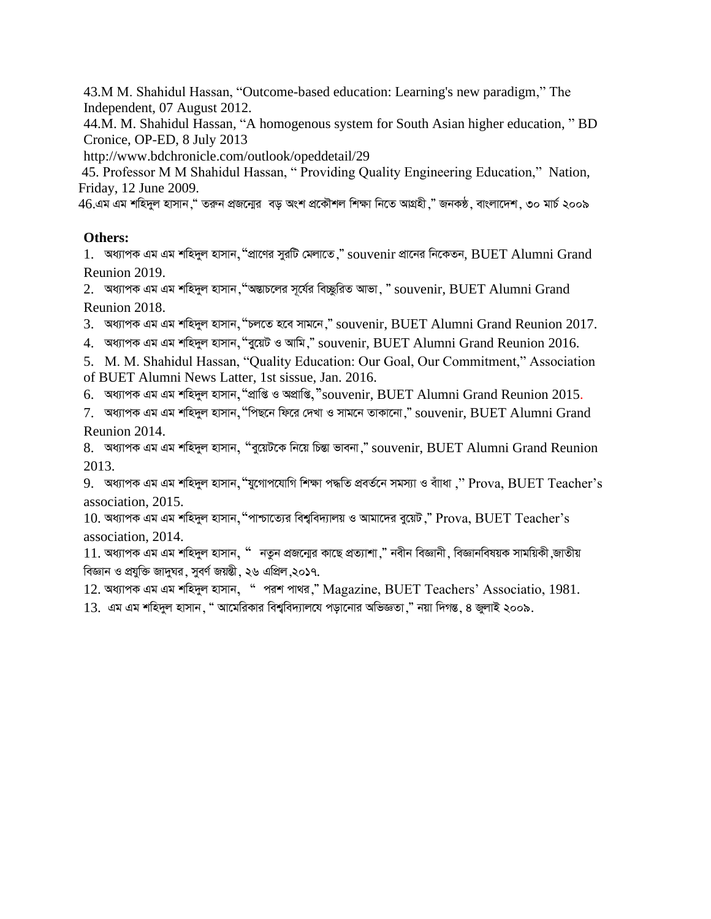43.M M. Shahidul Hassan, “Outcome-based education: Learning's new paradigm,” The Independent, 07 August 2012.

44.M. M. Shahidul Hassan, “A homogenous system for South Asian higher education, ” BD Cronice, OP-ED, 8 July 2013
http://www.bdchronicle.com/outlook/opeddetail/29

45. Professor M M Shahidul Hassan, “ Providing Quality Engineering Education,” Nation, Friday, 12 June 2009.

46.এম এম শহিদুল হাসান,“ তরুন প্রজন্মের বড় অংশ প্রকৌশল শিক্ষা নিতে আগ্রহী,” জনকণ্ঠ, বাংলাদেশ, ৩০ মার্চ ২০০৯

**Others:**

1. অধ্যাপক এম এম শহিদুল হাসান,“প্রাণের সুরটি মেলাতে,” souvenir প্রানের নিকেতন, BUET Alumni Grand Reunion 2019.
2. অধ্যাপক এম এম শহিদুল হাসান,“অস্তাচলের সূর্যের বিচ্ছুরিত আভা, ” souvenir, BUET Alumni Grand Reunion 2018.
3. অধ্যাপক এম এম শহিদুল হাসান,“চলতে হবে সামনে,” souvenir, BUET Alumni Grand Reunion 2017.
4. অধ্যাপক এম এম শহিদুল হাসান,“বুয়েট ও আমি,” souvenir, BUET Alumni Grand Reunion 2016.
5. M. M. Shahidul Hassan, “Quality Education: Our Goal, Our Commitment,” Association of BUET Alumni News Latter, 1st sissue, Jan. 2016.
6. অধ্যাপক এম এম শহিদুল হাসান,“প্রাপ্তি ও অপ্রাপ্তি,”souvenir, BUET Alumni Grand Reunion 2015.
7. অধ্যাপক এম এম শহিদুল হাসান,“পিছনে ফিরে দেখা ও সামনে তাকানো,” souvenir, BUET Alumni Grand Reunion 2014.
8. অধ্যাপক এম এম শহিদুল হাসান, “বুয়েটকে নিয়ে চিন্তা ভাবনা,” souvenir, BUET Alumni Grand Reunion 2013.
9. অধ্যাপক এম এম শহিদুল হাসান,“যুগোপযোগি শিক্ষা পদ্ধতি প্রবর্তনে সমস্যা ও বাঁধা ,” Prova, BUET Teacher’s association, 2015.
10. অধ্যাপক এম এম শহিদুল হাসান,“পাশ্চাত্যের বিশ্ববিদ্যালয় ও আমাদের বুয়েট,” Prova, BUET Teacher’s association, 2014.
11. অধ্যাপক এম এম শহিদুল হাসান, “ নতুন প্রজন্মের কাছে প্রত্যাশা,” নবীন বিজ্ঞানী, বিজ্ঞানবিষয়ক সাময়িকী,জাতীয় বিজ্ঞান ও প্রযুক্তি জাদুঘর, সুবর্ণ জয়ন্তী, ২৬ এপ্রিল,২০১৭.
12. অধ্যাপক এম এম শহিদুল হাসান, “ পরশ পাথর,” Magazine, BUET Teachers’ Associatio, 1981.
13. এম এম শহিদুল হাসান, “ আমেরিকার বিশ্ববিদ্যালযে পড়ানোর অভিজ্ঞতা,” নয়া দিগন্ত, ৪ জুলাই ২০০৯.